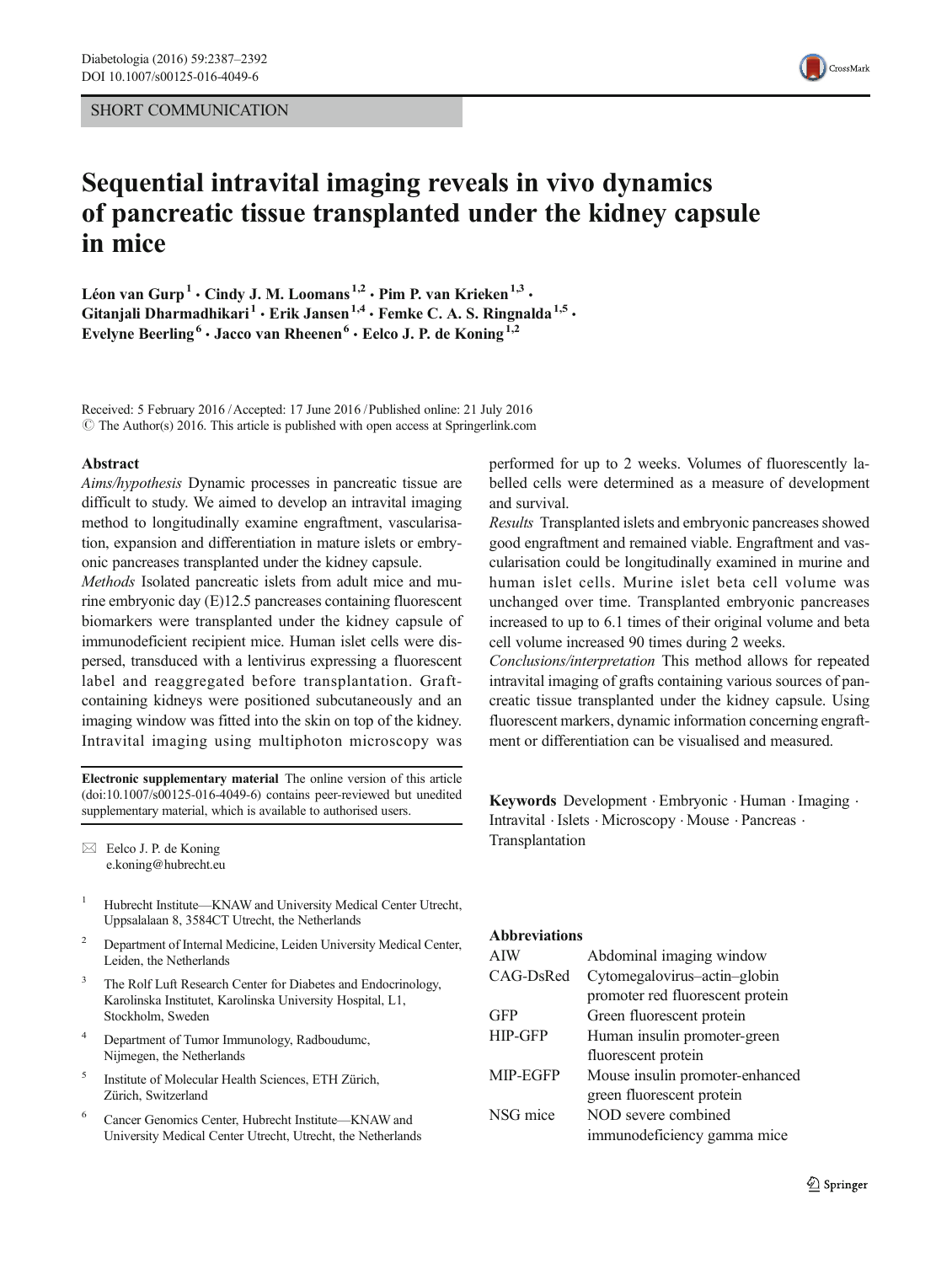SHORT COMMUNICATION

# Sequential intravital imaging reveals in vivo dynamics of pancreatic tissue transplanted under the kidney capsule in mice

**Léon van Gurp** [1] · **Cindy J. M. Loomans** [1,2] · **Pim P. van Krieken** [1,3] · **Gitanjali Dharmadhikari** [1] · **Erik Jansen** [1,4] · **Femke C. A. S. Ringnalda** [1,5] · **Evelyne Beerling** [6] · **Jacco van Rheenen** [6] · **Eelco J. P. de Koning** [1,2]

Received: 5 February 2016 / Accepted: 17 June 2016 / Published online: 21 July 2016
© The Author(s) 2016. This article is published with open access at Springerlink.com

## Abstract

*Aims/hypothesis* Dynamic processes in pancreatic tissue are difficult to study. We aimed to develop an intravital imaging method to longitudinally examine engraftment, vascularisation, expansion and differentiation in mature islets or embryonic pancreases transplanted under the kidney capsule.

*Methods* Isolated pancreatic islets from adult mice and murine embryonic day (E)12.5 pancreases containing fluorescent biomarkers were transplanted under the kidney capsule of immunodeficient recipient mice. Human islet cells were dispersed, transduced with a lentivirus expressing a fluorescent label and reaggregated before transplantation. Graft-containing kidneys were positioned subcutaneously and an imaging window was fitted into the skin on top of the kidney. Intravital imaging using multiphoton microscopy was performed for up to 2 weeks. Volumes of fluorescently labelled cells were determined as a measure of development and survival.

*Results* Transplanted islets and embryonic pancreases showed good engraftment and remained viable. Engraftment and vascularisation could be longitudinally examined in murine and human islet cells. Murine islet beta cell volume was unchanged over time. Transplanted embryonic pancreases increased to up to 6.1 times of their original volume and beta cell volume increased 90 times during 2 weeks.

*Conclusions/interpretation* This method allows for repeated intravital imaging of grafts containing various sources of pancreatic tissue transplanted under the kidney capsule. Using fluorescent markers, dynamic information concerning engraftment or differentiation can be visualised and measured.

**Keywords** Development · Embryonic · Human · Imaging · Intravital · Islets · Microscopy · Mouse · Pancreas · Transplantation

**Electronic supplementary material** The online version of this article (doi:10.1007/s00125-016-4049-6) contains peer-reviewed but unedited supplementary material, which is available to authorised users.

✉ Eelco J. P. de Koning
e.koning@hubrecht.eu

1. Hubrecht Institute—KNAW and University Medical Center Utrecht, Uppsalalaan 8, 3584CT Utrecht, the Netherlands
2. Department of Internal Medicine, Leiden University Medical Center, Leiden, the Netherlands
3. The Rolf Luft Research Center for Diabetes and Endocrinology, Karolinska Institutet, Karolinska University Hospital, L1, Stockholm, Sweden
4. Department of Tumor Immunology, Radboudumc, Nijmegen, the Netherlands
5. Institute of Molecular Health Sciences, ETH Zürich, Zürich, Switzerland
6. Cancer Genomics Center, Hubrecht Institute—KNAW and University Medical Center Utrecht, Utrecht, the Netherlands

## Abbreviations

| | |
|---|---|
| AIW | Abdominal imaging window |
| CAG-DsRed | Cytomegalovirus–actin–globin promoter red fluorescent protein |
| GFP | Green fluorescent protein |
| HIP-GFP | Human insulin promoter-green fluorescent protein |
| MIP-EGFP | Mouse insulin promoter-enhanced green fluorescent protein |
| NSG mice | NOD severe combined immunodeficiency gamma mice |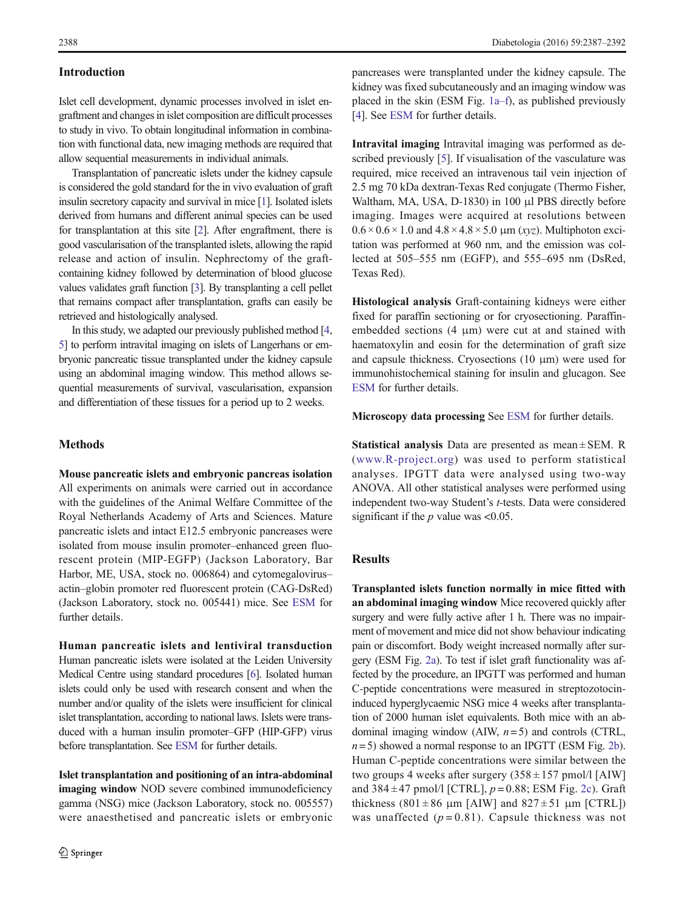## Introduction

Islet cell development, dynamic processes involved in islet engraftment and changes in islet composition are difficult processes to study in vivo. To obtain longitudinal information in combination with functional data, new imaging methods are required that allow sequential measurements in individual animals.

Transplantation of pancreatic islets under the kidney capsule is considered the gold standard for the in vivo evaluation of graft insulin secretory capacity and survival in mice [1]. Isolated islets derived from humans and different animal species can be used for transplantation at this site [2]. After engraftment, there is good vascularisation of the transplanted islets, allowing the rapid release and action of insulin. Nephrectomy of the graft-containing kidney followed by determination of blood glucose values validates graft function [3]. By transplanting a cell pellet that remains compact after transplantation, grafts can easily be retrieved and histologically analysed.

In this study, we adapted our previously published method [4, 5] to perform intravital imaging on islets of Langerhans or embryonic pancreatic tissue transplanted under the kidney capsule using an abdominal imaging window. This method allows sequential measurements of survival, vascularisation, expansion and differentiation of these tissues for a period up to 2 weeks.

## Methods

**Mouse pancreatic islets and embryonic pancreas isolation** All experiments on animals were carried out in accordance with the guidelines of the Animal Welfare Committee of the Royal Netherlands Academy of Arts and Sciences. Mature pancreatic islets and intact E12.5 embryonic pancreases were isolated from mouse insulin promoter–enhanced green fluorescent protein (MIP-EGFP) (Jackson Laboratory, Bar Harbor, ME, USA, stock no. 006864) and cytomegalovirus–actin–globin promoter red fluorescent protein (CAG-DsRed) (Jackson Laboratory, stock no. 005441) mice. See ESM for further details.

**Human pancreatic islets and lentiviral transduction** Human pancreatic islets were isolated at the Leiden University Medical Centre using standard procedures [6]. Isolated human islets could only be used with research consent and when the number and/or quality of the islets were insufficient for clinical islet transplantation, according to national laws. Islets were transduced with a human insulin promoter–GFP (HIP-GFP) virus before transplantation. See ESM for further details.

**Islet transplantation and positioning of an intra-abdominal imaging window** NOD severe combined immunodeficiency gamma (NSG) mice (Jackson Laboratory, stock no. 005557) were anaesthetised and pancreatic islets or embryonic pancreases were transplanted under the kidney capsule. The kidney was fixed subcutaneously and an imaging window was placed in the skin (ESM Fig. 1a–f), as published previously [4]. See ESM for further details.

**Intravital imaging** Intravital imaging was performed as described previously [5]. If visualisation of the vasculature was required, mice received an intravenous tail vein injection of 2.5 mg 70 kDa dextran-Texas Red conjugate (Thermo Fisher, Waltham, MA, USA, D-1830) in 100 μl PBS directly before imaging. Images were acquired at resolutions between $0.6 \times 0.6 \times 1.0$ and $4.8 \times 4.8 \times 5.0$ μm (*xyz*). Multiphoton excitation was performed at 960 nm, and the emission was collected at 505–555 nm (EGFP), and 555–695 nm (DsRed, Texas Red).

**Histological analysis** Graft-containing kidneys were either fixed for paraffin sectioning or for cryosectioning. Paraffin-embedded sections (4 μm) were cut at and stained with haematoxylin and eosin for the determination of graft size and capsule thickness. Cryosections (10 μm) were used for immunohistochemical staining for insulin and glucagon. See ESM for further details.

**Microscopy data processing** See ESM for further details.

**Statistical analysis** Data are presented as mean ± SEM. R (www.R-project.org) was used to perform statistical analyses. IPGTT data were analysed using two-way ANOVA. All other statistical analyses were performed using independent two-way Student's *t*-tests. Data were considered significant if the *p* value was <0.05.

## Results

**Transplanted islets function normally in mice fitted with an abdominal imaging window** Mice recovered quickly after surgery and were fully active after 1 h. There was no impairment of movement and mice did not show behaviour indicating pain or discomfort. Body weight increased normally after surgery (ESM Fig. 2a). To test if islet graft functionality was affected by the procedure, an IPGTT was performed and human C-peptide concentrations were measured in streptozotocin-induced hyperglycaemic NSG mice 4 weeks after transplantation of 2000 human islet equivalents. Both mice with an abdominal imaging window (AIW, $n = 5$) and controls (CTRL, $n = 5$) showed a normal response to an IPGTT (ESM Fig. 2b). Human C-peptide concentrations were similar between the two groups 4 weeks after surgery (358 ± 157 pmol/l [AIW] and 384 ± 47 pmol/l [CTRL], $p = 0.88$; ESM Fig. 2c). Graft thickness (801 ± 86 μm [AIW] and 827 ± 51 μm [CTRL]) was unaffected ($p = 0.81$). Capsule thickness was not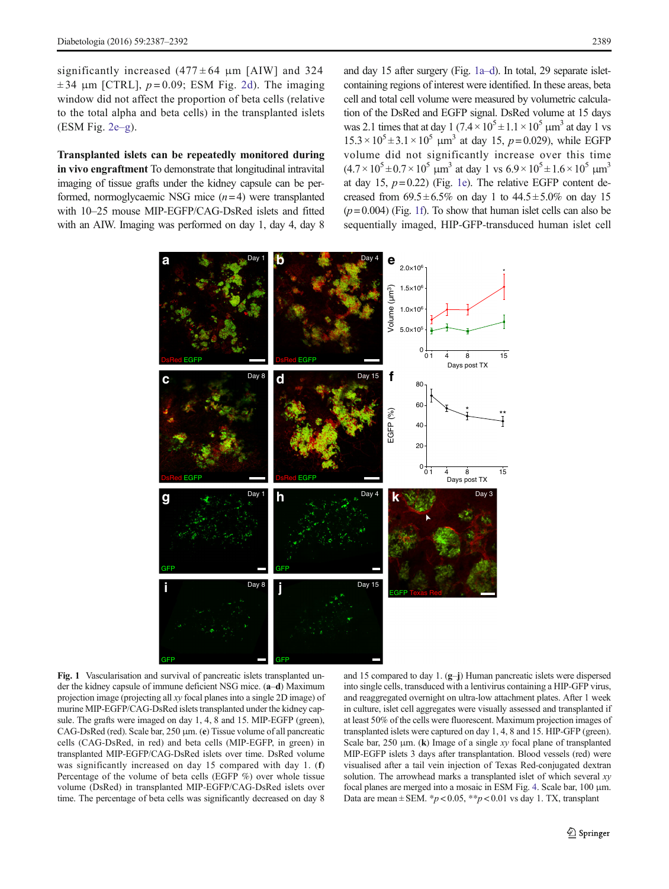significantly increased (477 ± 64 μm [AIW] and 324 ± 34 μm [CTRL], $p = 0.09$; ESM Fig. 2d). The imaging window did not affect the proportion of beta cells (relative to the total alpha and beta cells) in the transplanted islets (ESM Fig. 2e–g).

**Transplanted islets can be repeatedly monitored during in vivo engraftment** To demonstrate that longitudinal intravital imaging of tissue grafts under the kidney capsule can be performed, normoglycaemic NSG mice ($n = 4$) were transplanted with 10–25 mouse MIP-EGFP/CAG-DsRed islets and fitted with an AIW. Imaging was performed on day 1, day 4, day 8 and day 15 after surgery (Fig. 1a–d). In total, 29 separate islet-containing regions of interest were identified. In these areas, beta cell and total cell volume were measured by volumetric calculation of the DsRed and EGFP signal. DsRed volume at 15 days was 2.1 times that at day 1 ($7.4 \times 10^5 \pm 1.1 \times 10^5$ μm$^3$ at day 1 vs $15.3 \times 10^5 \pm 3.1 \times 10^5$ μm$^3$ at day 15, $p = 0.029$), while EGFP volume did not significantly increase over this time ($4.7 \times 10^5 \pm 0.7 \times 10^5$ μm$^3$ at day 1 vs $6.9 \times 10^5 \pm 1.6 \times 10^5$ μm$^3$ at day 15, $p = 0.22$) (Fig. 1e). The relative EGFP content decreased from 69.5 ± 6.5% on day 1 to 44.5 ± 5.0% on day 15 ($p = 0.004$) (Fig. 1f). To show that human islet cells can also be sequentially imaged, HIP-GFP-transduced human islet cell

**Fig. 1** Vascularisation and survival of pancreatic islets transplanted under the kidney capsule of immune deficient NSG mice. (**a**–**d**) Maximum projection image (projecting all *xy* focal planes into a single 2D image) of murine MIP-EGFP/CAG-DsRed islets transplanted under the kidney capsule. The grafts were imaged on day 1, 4, 8 and 15. MIP-EGFP (green), CAG-DsRed (red). Scale bar, 250 μm. (**e**) Tissue volume of all pancreatic cells (CAG-DsRed, in red) and beta cells (MIP-EGFP, in green) in transplanted MIP-EGFP/CAG-DsRed islets over time. DsRed volume was significantly increased on day 15 compared with day 1. (**f**) Percentage of the volume of beta cells (EGFP %) over whole tissue volume (DsRed) in transplanted MIP-EGFP/CAG-DsRed islets over time. The percentage of beta cells was significantly decreased on day 8 and 15 compared to day 1. (**g**–**j**) Human pancreatic islets were dispersed into single cells, transduced with a lentivirus containing a HIP-GFP virus, and reaggregated overnight on ultra-low attachment plates. After 1 week in culture, islet cell aggregates were visually assessed and transplanted if at least 50% of the cells were fluorescent. Maximum projection images of transplanted islets were captured on day 1, 4, 8 and 15. HIP-GFP (green). Scale bar, 250 μm. (**k**) Image of a single *xy* focal plane of transplanted MIP-EGFP islets 3 days after transplantation. Blood vessels (red) were visualised after a tail vein injection of Texas Red-conjugated dextran solution. The arrowhead marks a transplanted islet of which several *xy* focal planes are merged into a mosaic in ESM Fig. 4. Scale bar, 100 μm. Data are mean ± SEM. *$p < 0.05$, **$p < 0.01$ vs day 1. TX, transplant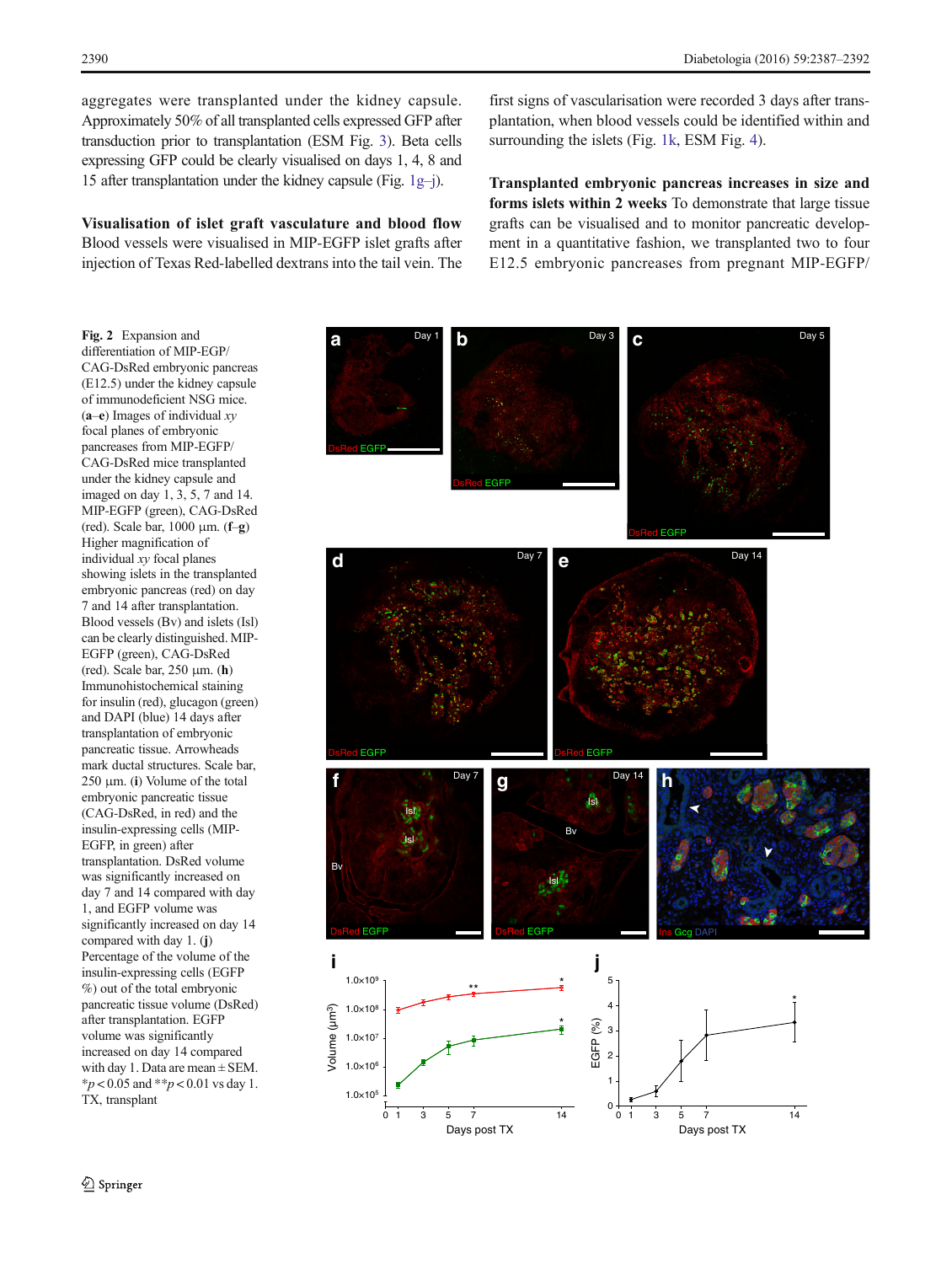aggregates were transplanted under the kidney capsule. Approximately 50% of all transplanted cells expressed GFP after transduction prior to transplantation (ESM Fig. 3). Beta cells expressing GFP could be clearly visualised on days 1, 4, 8 and 15 after transplantation under the kidney capsule (Fig. 1g–j).

**Visualisation of islet graft vasculature and blood flow** Blood vessels were visualised in MIP-EGFP islet grafts after injection of Texas Red-labelled dextrans into the tail vein. The first signs of vascularisation were recorded 3 days after transplantation, when blood vessels could be identified within and surrounding the islets (Fig. 1k, ESM Fig. 4).

**Transplanted embryonic pancreas increases in size and forms islets within 2 weeks** To demonstrate that large tissue grafts can be visualised and to monitor pancreatic development in a quantitative fashion, we transplanted two to four E12.5 embryonic pancreases from pregnant MIP-EGFP/

**Fig. 2** Expansion and differentiation of MIP-EGP/CAG-DsRed embryonic pancreas (E12.5) under the kidney capsule of immunodeficient NSG mice. (**a**–**e**) Images of individual *xy* focal planes of embryonic pancreases from MIP-EGFP/CAG-DsRed mice transplanted under the kidney capsule and imaged on day 1, 3, 5, 7 and 14. MIP-EGFP (green), CAG-DsRed (red). Scale bar, 1000 μm. (**f**–**g**) Higher magnification of individual *xy* focal planes showing islets in the transplanted embryonic pancreas (red) on day 7 and 14 after transplantation. Blood vessels (Bv) and islets (Isl) can be clearly distinguished. MIP-EGFP (green), CAG-DsRed (red). Scale bar, 250 μm. (**h**) Immunohistochemical staining for insulin (red), glucagon (green) and DAPI (blue) 14 days after transplantation of embryonic pancreatic tissue. Arrowheads mark ductal structures. Scale bar, 250 μm. (**i**) Volume of the total embryonic pancreatic tissue (CAG-DsRed, in red) and the insulin-expressing cells (MIP-EGFP, in green) after transplantation. DsRed volume was significantly increased on day 7 and 14 compared with day 1, and EGFP volume was significantly increased on day 14 compared with day 1. (**j**) Percentage of the volume of the insulin-expressing cells (EGFP %) out of the total embryonic pancreatic tissue volume (DsRed) after transplantation. EGFP volume was significantly increased on day 14 compared with day 1. Data are mean ± SEM. \*$p < 0.05$ and \*\*$p < 0.01$ vs day 1. TX, transplant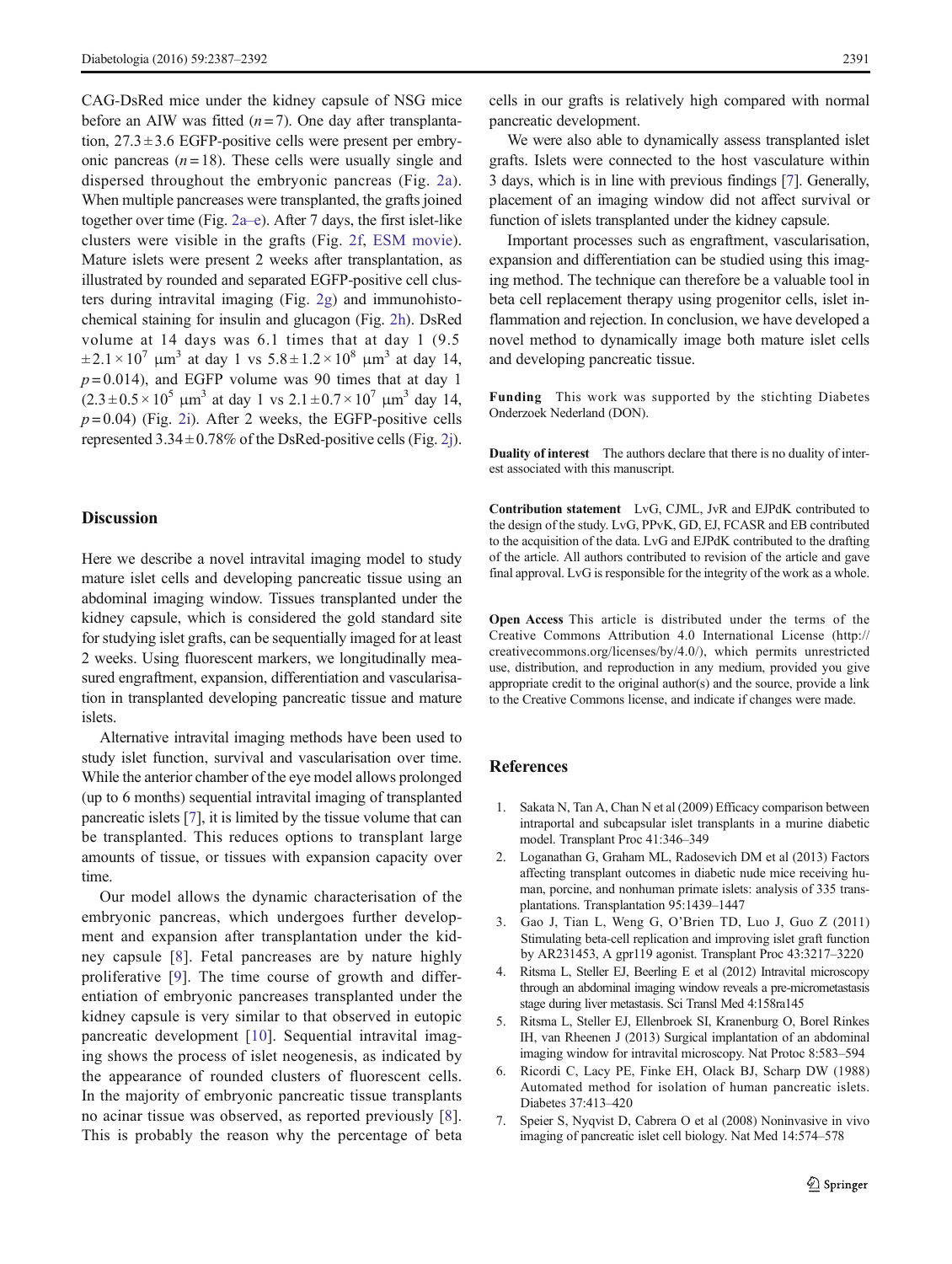CAG-DsRed mice under the kidney capsule of NSG mice before an AIW was fitted ($n = 7$). One day after transplantation, $27.3 \pm 3.6$ EGFP-positive cells were present per embryonic pancreas ($n = 18$). These cells were usually single and dispersed throughout the embryonic pancreas (Fig. 2a). When multiple pancreases were transplanted, the grafts joined together over time (Fig. 2a–e). After 7 days, the first islet-like clusters were visible in the grafts (Fig. 2f, ESM movie). Mature islets were present 2 weeks after transplantation, as illustrated by rounded and separated EGFP-positive cell clusters during intravital imaging (Fig. 2g) and immunohistochemical staining for insulin and glucagon (Fig. 2h). DsRed volume at 14 days was 6.1 times that at day 1 ($9.5 \pm 2.1 \times 10^7$ μm$^3$ at day 1 vs $5.8 \pm 1.2 \times 10^8$ μm$^3$ at day 14, $p = 0.014$), and EGFP volume was 90 times that at day 1 ($2.3 \pm 0.5 \times 10^5$ μm$^3$ at day 1 vs $2.1 \pm 0.7 \times 10^7$ μm$^3$ day 14, $p = 0.04$) (Fig. 2i). After 2 weeks, the EGFP-positive cells represented $3.34 \pm 0.78$% of the DsRed-positive cells (Fig. 2j).

## Discussion

Here we describe a novel intravital imaging model to study mature islet cells and developing pancreatic tissue using an abdominal imaging window. Tissues transplanted under the kidney capsule, which is considered the gold standard site for studying islet grafts, can be sequentially imaged for at least 2 weeks. Using fluorescent markers, we longitudinally measured engraftment, expansion, differentiation and vascularisation in transplanted developing pancreatic tissue and mature islets.

Alternative intravital imaging methods have been used to study islet function, survival and vascularisation over time. While the anterior chamber of the eye model allows prolonged (up to 6 months) sequential intravital imaging of transplanted pancreatic islets [7], it is limited by the tissue volume that can be transplanted. This reduces options to transplant large amounts of tissue, or tissues with expansion capacity over time.

Our model allows the dynamic characterisation of the embryonic pancreas, which undergoes further development and expansion after transplantation under the kidney capsule [8]. Fetal pancreases are by nature highly proliferative [9]. The time course of growth and differentiation of embryonic pancreases transplanted under the kidney capsule is very similar to that observed in eutopic pancreatic development [10]. Sequential intravital imaging shows the process of islet neogenesis, as indicated by the appearance of rounded clusters of fluorescent cells. In the majority of embryonic pancreatic tissue transplants no acinar tissue was observed, as reported previously [8]. This is probably the reason why the percentage of beta cells in our grafts is relatively high compared with normal pancreatic development.

We were also able to dynamically assess transplanted islet grafts. Islets were connected to the host vasculature within 3 days, which is in line with previous findings [7]. Generally, placement of an imaging window did not affect survival or function of islets transplanted under the kidney capsule.

Important processes such as engraftment, vascularisation, expansion and differentiation can be studied using this imaging method. The technique can therefore be a valuable tool in beta cell replacement therapy using progenitor cells, islet inflammation and rejection. In conclusion, we have developed a novel method to dynamically image both mature islet cells and developing pancreatic tissue.

**Funding** This work was supported by the stichting Diabetes Onderzoek Nederland (DON).

**Duality of interest** The authors declare that there is no duality of interest associated with this manuscript.

**Contribution statement** LvG, CJML, JvR and EJPdK contributed to the design of the study. LvG, PPvK, GD, EJ, FCASR and EB contributed to the acquisition of the data. LvG and EJPdK contributed to the drafting of the article. All authors contributed to revision of the article and gave final approval. LvG is responsible for the integrity of the work as a whole.

**Open Access** This article is distributed under the terms of the Creative Commons Attribution 4.0 International License (http://creativecommons.org/licenses/by/4.0/), which permits unrestricted use, distribution, and reproduction in any medium, provided you give appropriate credit to the original author(s) and the source, provide a link to the Creative Commons license, and indicate if changes were made.

## References

1. Sakata N, Tan A, Chan N et al (2009) Efficacy comparison between intraportal and subcapsular islet transplants in a murine diabetic model. Transplant Proc 41:346–349
2. Loganathan G, Graham ML, Radosevich DM et al (2013) Factors affecting transplant outcomes in diabetic nude mice receiving human, porcine, and nonhuman primate islets: analysis of 335 transplantations. Transplantation 95:1439–1447
3. Gao J, Tian L, Weng G, O'Brien TD, Luo J, Guo Z (2011) Stimulating beta-cell replication and improving islet graft function by AR231453, A gpr119 agonist. Transplant Proc 43:3217–3220
4. Ritsma L, Steller EJ, Beerling E et al (2012) Intravital microscopy through an abdominal imaging window reveals a pre-micrometastasis stage during liver metastasis. Sci Transl Med 4:158ra145
5. Ritsma L, Steller EJ, Ellenbroek SI, Kranenburg O, Borel Rinkes IH, van Rheenen J (2013) Surgical implantation of an abdominal imaging window for intravital microscopy. Nat Protoc 8:583–594
6. Ricordi C, Lacy PE, Finke EH, Olack BJ, Scharp DW (1988) Automated method for isolation of human pancreatic islets. Diabetes 37:413–420
7. Speier S, Nyqvist D, Cabrera O et al (2008) Noninvasive in vivo imaging of pancreatic islet cell biology. Nat Med 14:574–578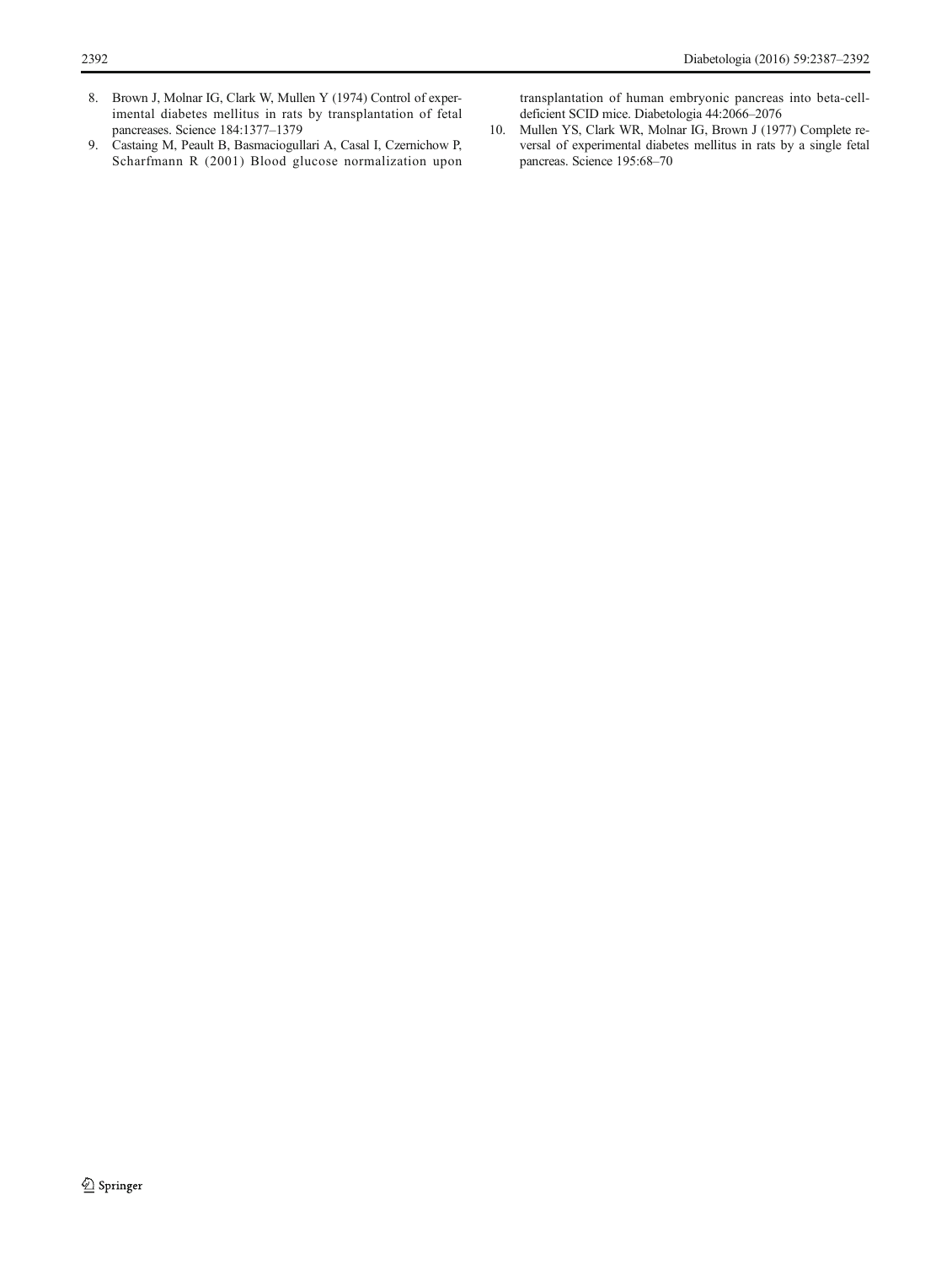8. Brown J, Molnar IG, Clark W, Mullen Y (1974) Control of experimental diabetes mellitus in rats by transplantation of fetal pancreases. Science 184:1377–1379
9. Castaing M, Peault B, Basmaciogullari A, Casal I, Czernichow P, Scharfmann R (2001) Blood glucose normalization upon transplantation of human embryonic pancreas into beta-cell-deficient SCID mice. Diabetologia 44:2066–2076
10. Mullen YS, Clark WR, Molnar IG, Brown J (1977) Complete reversal of experimental diabetes mellitus in rats by a single fetal pancreas. Science 195:68–70